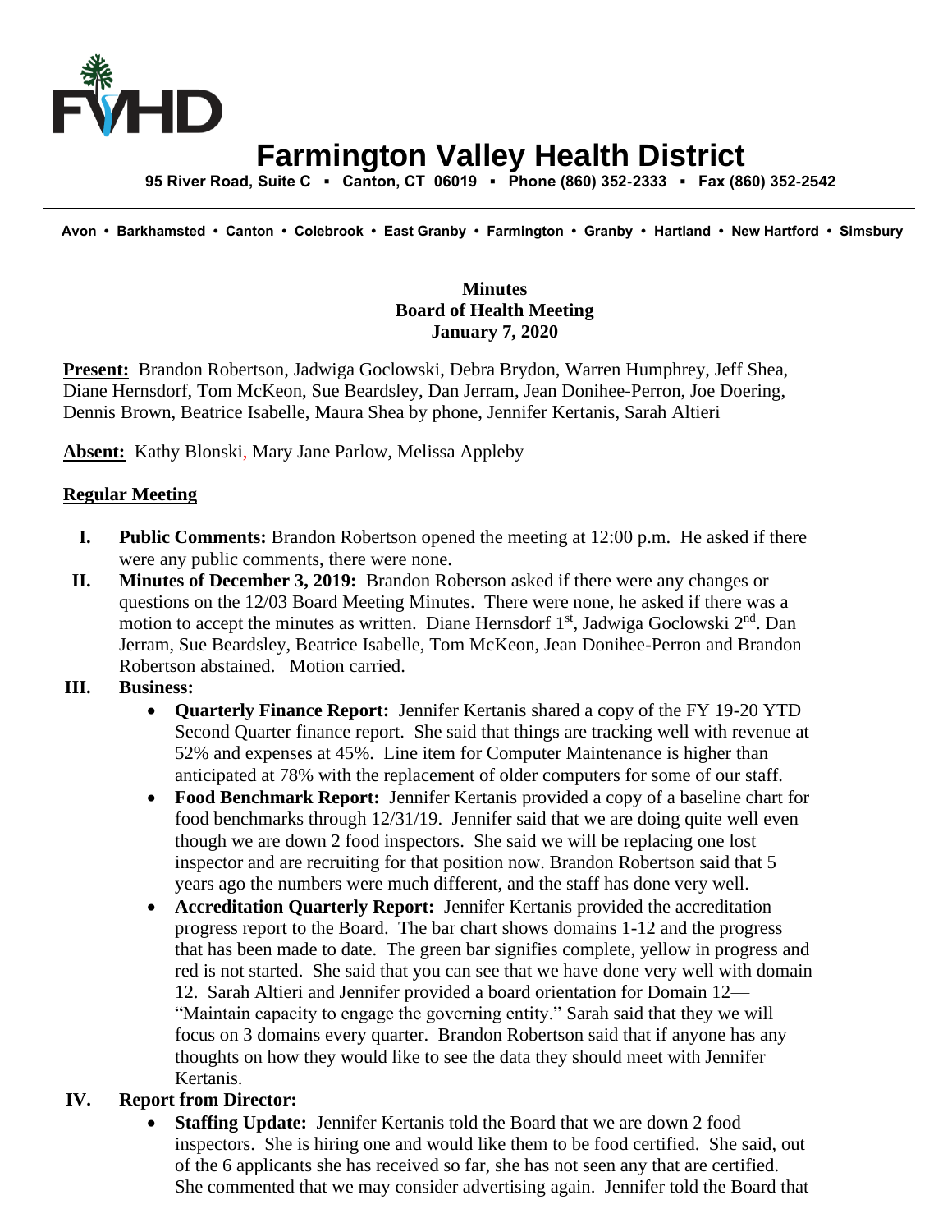# Farmington Valley Health District

**95 River Road, Suite C ▪ Canton, CT 06019 ▪ Phone (860) 352-2333 ▪ Fax (860) 352-2542**

**Avon • Barkhamsted • Canton • Colebrook • East Granby • Farmington • Granby • Hartland • New Hartford • Simsbury**

**Minutes**
**Board of Health Meeting**
**January 7, 2020**

**Present:** Brandon Robertson, Jadwiga Goclowski, Debra Brydon, Warren Humphrey, Jeff Shea, Diane Hernsdorf, Tom McKeon, Sue Beardsley, Dan Jerram, Jean Donihee-Perron, Joe Doering, Dennis Brown, Beatrice Isabelle, Maura Shea by phone, Jennifer Kertanis, Sarah Altieri

**Absent:** Kathy Blonski, Mary Jane Parlow, Melissa Appleby

**Regular Meeting**

**I. Public Comments:** Brandon Robertson opened the meeting at 12:00 p.m. He asked if there were any public comments, there were none.

**II. Minutes of December 3, 2019:** Brandon Roberson asked if there were any changes or questions on the 12/03 Board Meeting Minutes. There were none, he asked if there was a motion to accept the minutes as written. Diane Hernsdorf 1st, Jadwiga Goclowski 2nd. Dan Jerram, Sue Beardsley, Beatrice Isabelle, Tom McKeon, Jean Donihee-Perron and Brandon Robertson abstained. Motion carried.

**III. Business:**

- **Quarterly Finance Report:** Jennifer Kertanis shared a copy of the FY 19-20 YTD Second Quarter finance report. She said that things are tracking well with revenue at 52% and expenses at 45%. Line item for Computer Maintenance is higher than anticipated at 78% with the replacement of older computers for some of our staff.
- **Food Benchmark Report:** Jennifer Kertanis provided a copy of a baseline chart for food benchmarks through 12/31/19. Jennifer said that we are doing quite well even though we are down 2 food inspectors. She said we will be replacing one lost inspector and are recruiting for that position now. Brandon Robertson said that 5 years ago the numbers were much different, and the staff has done very well.
- **Accreditation Quarterly Report:** Jennifer Kertanis provided the accreditation progress report to the Board. The bar chart shows domains 1-12 and the progress that has been made to date. The green bar signifies complete, yellow in progress and red is not started. She said that you can see that we have done very well with domain 12. Sarah Altieri and Jennifer provided a board orientation for Domain 12—"Maintain capacity to engage the governing entity." Sarah said that they we will focus on 3 domains every quarter. Brandon Robertson said that if anyone has any thoughts on how they would like to see the data they should meet with Jennifer Kertanis.

**IV. Report from Director:**

- **Staffing Update:** Jennifer Kertanis told the Board that we are down 2 food inspectors. She is hiring one and would like them to be food certified. She said, out of the 6 applicants she has received so far, she has not seen any that are certified. She commented that we may consider advertising again. Jennifer told the Board that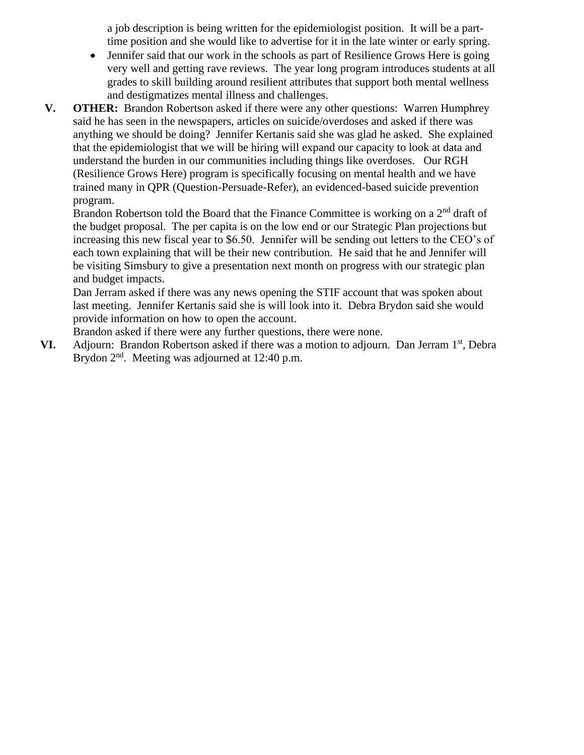a job description is being written for the epidemiologist position. It will be a part-time position and she would like to advertise for it in the late winter or early spring.

- Jennifer said that our work in the schools as part of Resilience Grows Here is going very well and getting rave reviews. The year long program introduces students at all grades to skill building around resilient attributes that support both mental wellness and destigmatizes mental illness and challenges.

**V. OTHER:** Brandon Robertson asked if there were any other questions: Warren Humphrey said he has seen in the newspapers, articles on suicide/overdoses and asked if there was anything we should be doing? Jennifer Kertanis said she was glad he asked. She explained that the epidemiologist that we will be hiring will expand our capacity to look at data and understand the burden in our communities including things like overdoses. Our RGH (Resilience Grows Here) program is specifically focusing on mental health and we have trained many in QPR (Question-Persuade-Refer), an evidenced-based suicide prevention program.

Brandon Robertson told the Board that the Finance Committee is working on a 2nd draft of the budget proposal. The per capita is on the low end or our Strategic Plan projections but increasing this new fiscal year to $6.50. Jennifer will be sending out letters to the CEO's of each town explaining that will be their new contribution. He said that he and Jennifer will be visiting Simsbury to give a presentation next month on progress with our strategic plan and budget impacts.

Dan Jerram asked if there was any news opening the STIF account that was spoken about last meeting. Jennifer Kertanis said she is will look into it. Debra Brydon said she would provide information on how to open the account.

Brandon asked if there were any further questions, there were none.

**VI.** Adjourn: Brandon Robertson asked if there was a motion to adjourn. Dan Jerram 1st, Debra Brydon 2nd. Meeting was adjourned at 12:40 p.m.